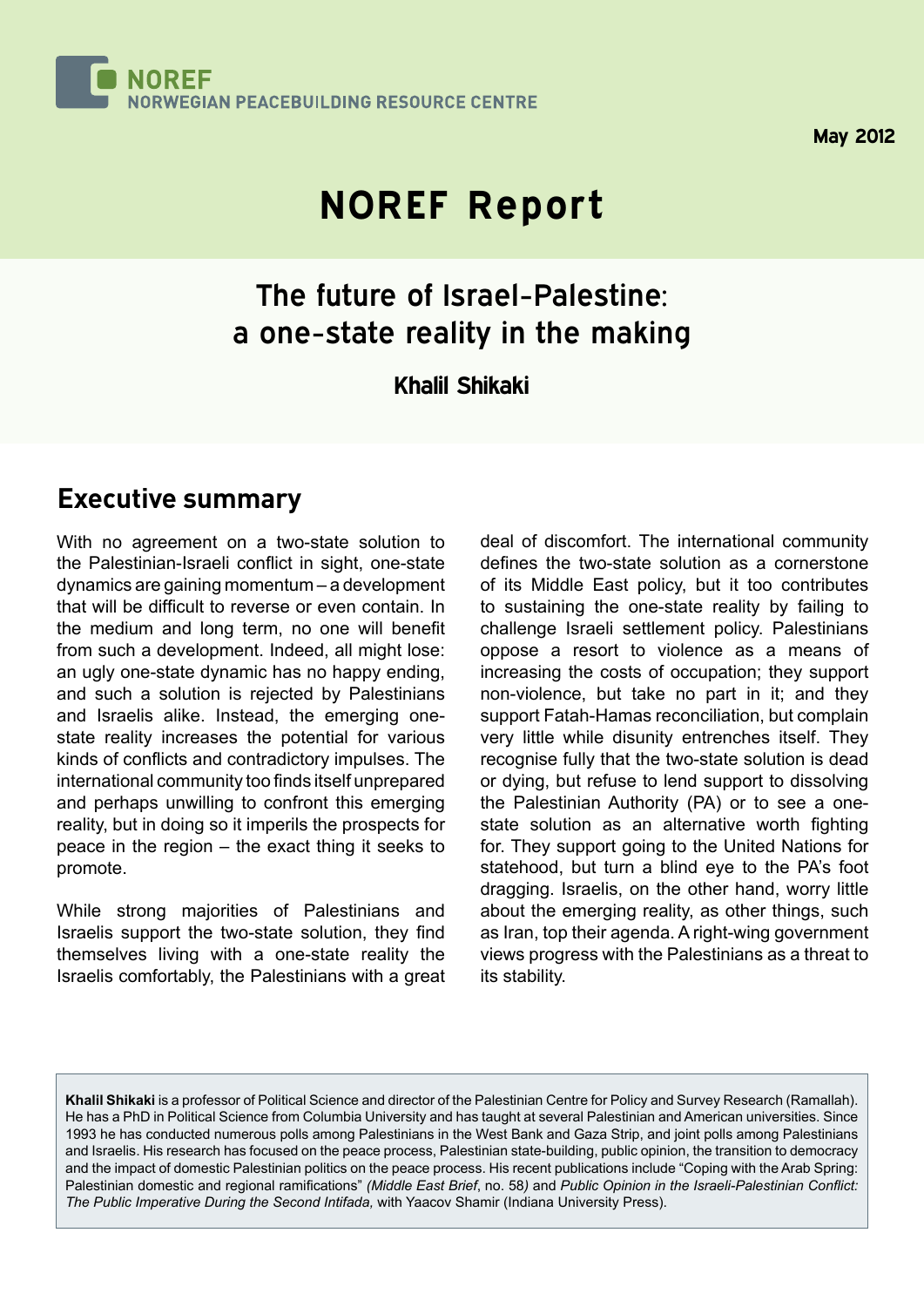NOREF
NORWEGIAN PEACEBUILDING RESOURCE CENTRE

May 2012

# NOREF Report

## The future of Israel-Palestine: a one-state reality in the making

**Khalil Shikaki**

## Executive summary

With no agreement on a two-state solution to the Palestinian-Israeli conflict in sight, one-state dynamics are gaining momentum – a development that will be difficult to reverse or even contain. In the medium and long term, no one will benefit from such a development. Indeed, all might lose: an ugly one-state dynamic has no happy ending, and such a solution is rejected by Palestinians and Israelis alike. Instead, the emerging one-state reality increases the potential for various kinds of conflicts and contradictory impulses. The international community too finds itself unprepared and perhaps unwilling to confront this emerging reality, but in doing so it imperils the prospects for peace in the region – the exact thing it seeks to promote.

While strong majorities of Palestinians and Israelis support the two-state solution, they find themselves living with a one-state reality the Israelis comfortably, the Palestinians with a great deal of discomfort. The international community defines the two-state solution as a cornerstone of its Middle East policy, but it too contributes to sustaining the one-state reality by failing to challenge Israeli settlement policy. Palestinians oppose a resort to violence as a means of increasing the costs of occupation; they support non-violence, but take no part in it; and they support Fatah-Hamas reconciliation, but complain very little while disunity entrenches itself. They recognise fully that the two-state solution is dead or dying, but refuse to lend support to dissolving the Palestinian Authority (PA) or to see a one-state solution as an alternative worth fighting for. They support going to the United Nations for statehood, but turn a blind eye to the PA's foot dragging. Israelis, on the other hand, worry little about the emerging reality, as other things, such as Iran, top their agenda. A right-wing government views progress with the Palestinians as a threat to its stability.

**Khalil Shikaki** is a professor of Political Science and director of the Palestinian Centre for Policy and Survey Research (Ramallah). He has a PhD in Political Science from Columbia University and has taught at several Palestinian and American universities. Since 1993 he has conducted numerous polls among Palestinians in the West Bank and Gaza Strip, and joint polls among Palestinians and Israelis. His research has focused on the peace process, Palestinian state-building, public opinion, the transition to democracy and the impact of domestic Palestinian politics on the peace process. His recent publications include "Coping with the Arab Spring: Palestinian domestic and regional ramifications" *(Middle East Brief*, no. 58*)* and *Public Opinion in the Israeli-Palestinian Conflict: The Public Imperative During the Second Intifada*, with Yaacov Shamir (Indiana University Press).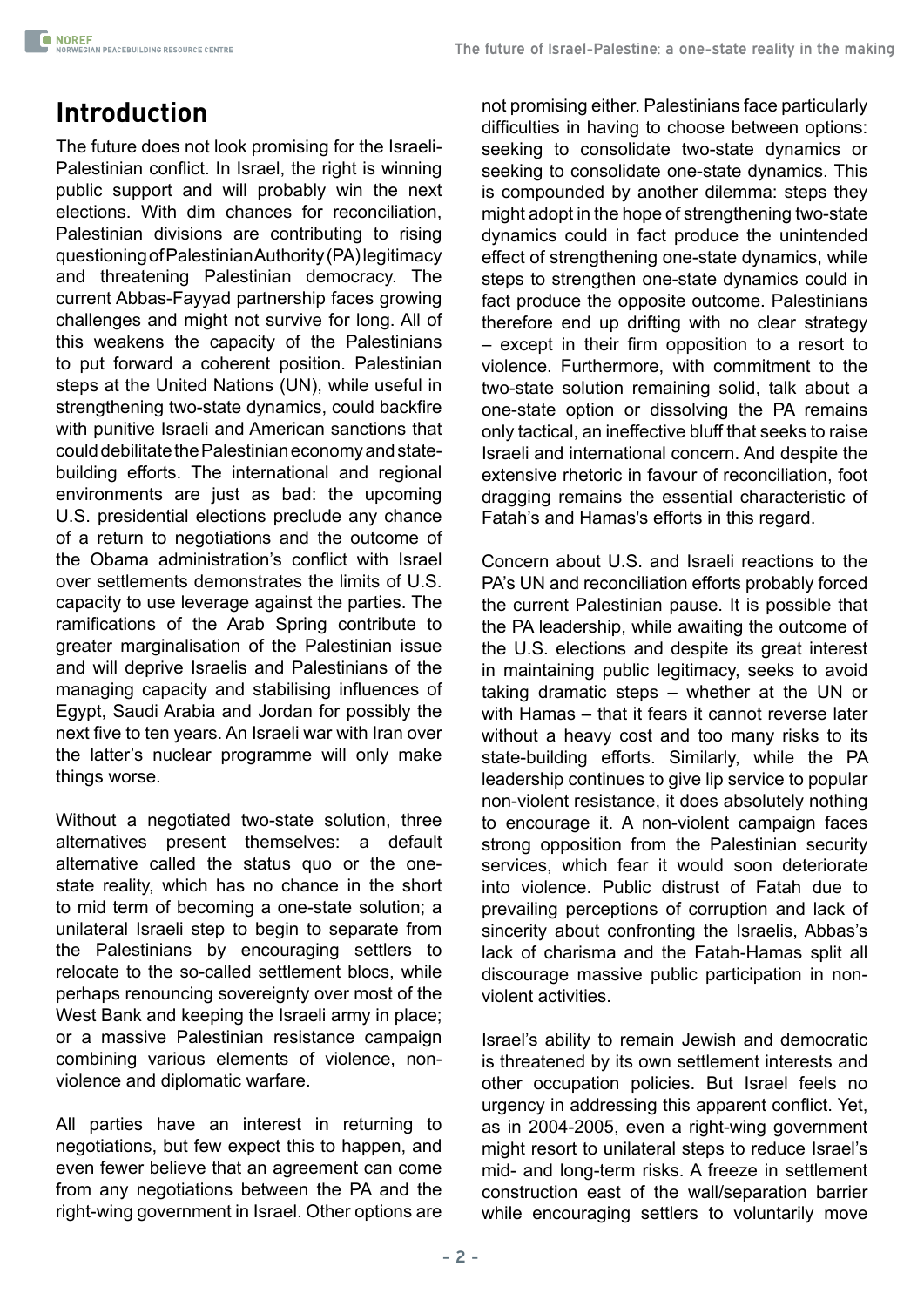## Introduction

The future does not look promising for the Israeli-Palestinian conflict. In Israel, the right is winning public support and will probably win the next elections. With dim chances for reconciliation, Palestinian divisions are contributing to rising questioning of Palestinian Authority (PA) legitimacy and threatening Palestinian democracy. The current Abbas-Fayyad partnership faces growing challenges and might not survive for long. All of this weakens the capacity of the Palestinians to put forward a coherent position. Palestinian steps at the United Nations (UN), while useful in strengthening two-state dynamics, could backfire with punitive Israeli and American sanctions that could debilitate the Palestinian economy and state-building efforts. The international and regional environments are just as bad: the upcoming U.S. presidential elections preclude any chance of a return to negotiations and the outcome of the Obama administration's conflict with Israel over settlements demonstrates the limits of U.S. capacity to use leverage against the parties. The ramifications of the Arab Spring contribute to greater marginalisation of the Palestinian issue and will deprive Israelis and Palestinians of the managing capacity and stabilising influences of Egypt, Saudi Arabia and Jordan for possibly the next five to ten years. An Israeli war with Iran over the latter's nuclear programme will only make things worse.

Without a negotiated two-state solution, three alternatives present themselves: a default alternative called the status quo or the one-state reality, which has no chance in the short to mid term of becoming a one-state solution; a unilateral Israeli step to begin to separate from the Palestinians by encouraging settlers to relocate to the so-called settlement blocs, while perhaps renouncing sovereignty over most of the West Bank and keeping the Israeli army in place; or a massive Palestinian resistance campaign combining various elements of violence, non-violence and diplomatic warfare.

All parties have an interest in returning to negotiations, but few expect this to happen, and even fewer believe that an agreement can come from any negotiations between the PA and the right-wing government in Israel. Other options are not promising either. Palestinians face particularly difficulties in having to choose between options: seeking to consolidate two-state dynamics or seeking to consolidate one-state dynamics. This is compounded by another dilemma: steps they might adopt in the hope of strengthening two-state dynamics could in fact produce the unintended effect of strengthening one-state dynamics, while steps to strengthen one-state dynamics could in fact produce the opposite outcome. Palestinians therefore end up drifting with no clear strategy – except in their firm opposition to a resort to violence. Furthermore, with commitment to the two-state solution remaining solid, talk about a one-state option or dissolving the PA remains only tactical, an ineffective bluff that seeks to raise Israeli and international concern. And despite the extensive rhetoric in favour of reconciliation, foot dragging remains the essential characteristic of Fatah's and Hamas's efforts in this regard.

Concern about U.S. and Israeli reactions to the PA's UN and reconciliation efforts probably forced the current Palestinian pause. It is possible that the PA leadership, while awaiting the outcome of the U.S. elections and despite its great interest in maintaining public legitimacy, seeks to avoid taking dramatic steps – whether at the UN or with Hamas – that it fears it cannot reverse later without a heavy cost and too many risks to its state-building efforts. Similarly, while the PA leadership continues to give lip service to popular non-violent resistance, it does absolutely nothing to encourage it. A non-violent campaign faces strong opposition from the Palestinian security services, which fear it would soon deteriorate into violence. Public distrust of Fatah due to prevailing perceptions of corruption and lack of sincerity about confronting the Israelis, Abbas's lack of charisma and the Fatah-Hamas split all discourage massive public participation in non-violent activities.

Israel's ability to remain Jewish and democratic is threatened by its own settlement interests and other occupation policies. But Israel feels no urgency in addressing this apparent conflict. Yet, as in 2004-2005, even a right-wing government might resort to unilateral steps to reduce Israel's mid- and long-term risks. A freeze in settlement construction east of the wall/separation barrier while encouraging settlers to voluntarily move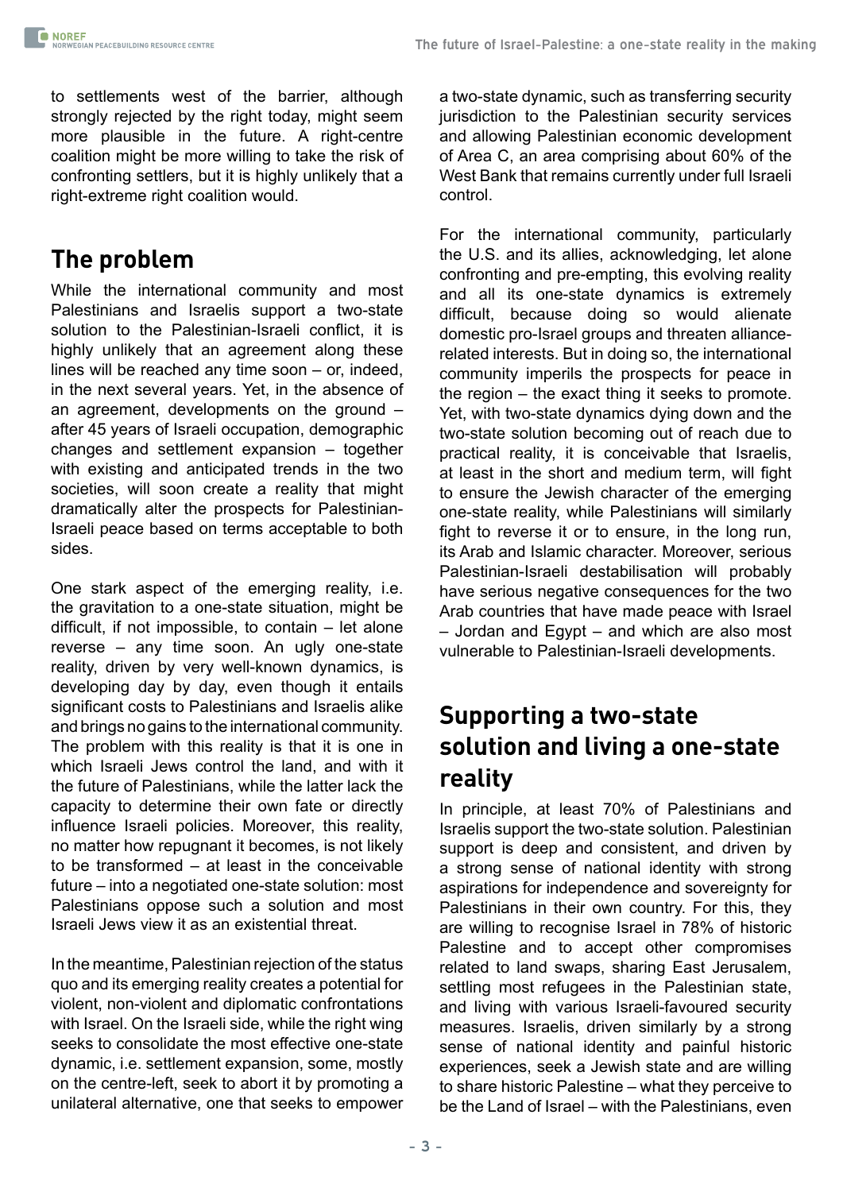to settlements west of the barrier, although strongly rejected by the right today, might seem more plausible in the future. A right-centre coalition might be more willing to take the risk of confronting settlers, but it is highly unlikely that a right-extreme right coalition would.

## The problem

While the international community and most Palestinians and Israelis support a two-state solution to the Palestinian-Israeli conflict, it is highly unlikely that an agreement along these lines will be reached any time soon – or, indeed, in the next several years. Yet, in the absence of an agreement, developments on the ground – after 45 years of Israeli occupation, demographic changes and settlement expansion – together with existing and anticipated trends in the two societies, will soon create a reality that might dramatically alter the prospects for Palestinian-Israeli peace based on terms acceptable to both sides.

One stark aspect of the emerging reality, i.e. the gravitation to a one-state situation, might be difficult, if not impossible, to contain – let alone reverse – any time soon. An ugly one-state reality, driven by very well-known dynamics, is developing day by day, even though it entails significant costs to Palestinians and Israelis alike and brings no gains to the international community. The problem with this reality is that it is one in which Israeli Jews control the land, and with it the future of Palestinians, while the latter lack the capacity to determine their own fate or directly influence Israeli policies. Moreover, this reality, no matter how repugnant it becomes, is not likely to be transformed – at least in the conceivable future – into a negotiated one-state solution: most Palestinians oppose such a solution and most Israeli Jews view it as an existential threat.

In the meantime, Palestinian rejection of the status quo and its emerging reality creates a potential for violent, non-violent and diplomatic confrontations with Israel. On the Israeli side, while the right wing seeks to consolidate the most effective one-state dynamic, i.e. settlement expansion, some, mostly on the centre-left, seek to abort it by promoting a unilateral alternative, one that seeks to empower a two-state dynamic, such as transferring security jurisdiction to the Palestinian security services and allowing Palestinian economic development of Area C, an area comprising about 60% of the West Bank that remains currently under full Israeli control.

For the international community, particularly the U.S. and its allies, acknowledging, let alone confronting and pre-empting, this evolving reality and all its one-state dynamics is extremely difficult, because doing so would alienate domestic pro-Israel groups and threaten alliance-related interests. But in doing so, the international community imperils the prospects for peace in the region – the exact thing it seeks to promote. Yet, with two-state dynamics dying down and the two-state solution becoming out of reach due to practical reality, it is conceivable that Israelis, at least in the short and medium term, will fight to ensure the Jewish character of the emerging one-state reality, while Palestinians will similarly fight to reverse it or to ensure, in the long run, its Arab and Islamic character. Moreover, serious Palestinian-Israeli destabilisation will probably have serious negative consequences for the two Arab countries that have made peace with Israel – Jordan and Egypt – and which are also most vulnerable to Palestinian-Israeli developments.

## Supporting a two-state solution and living a one-state reality

In principle, at least 70% of Palestinians and Israelis support the two-state solution. Palestinian support is deep and consistent, and driven by a strong sense of national identity with strong aspirations for independence and sovereignty for Palestinians in their own country. For this, they are willing to recognise Israel in 78% of historic Palestine and to accept other compromises related to land swaps, sharing East Jerusalem, settling most refugees in the Palestinian state, and living with various Israeli-favoured security measures. Israelis, driven similarly by a strong sense of national identity and painful historic experiences, seek a Jewish state and are willing to share historic Palestine – what they perceive to be the Land of Israel – with the Palestinians, even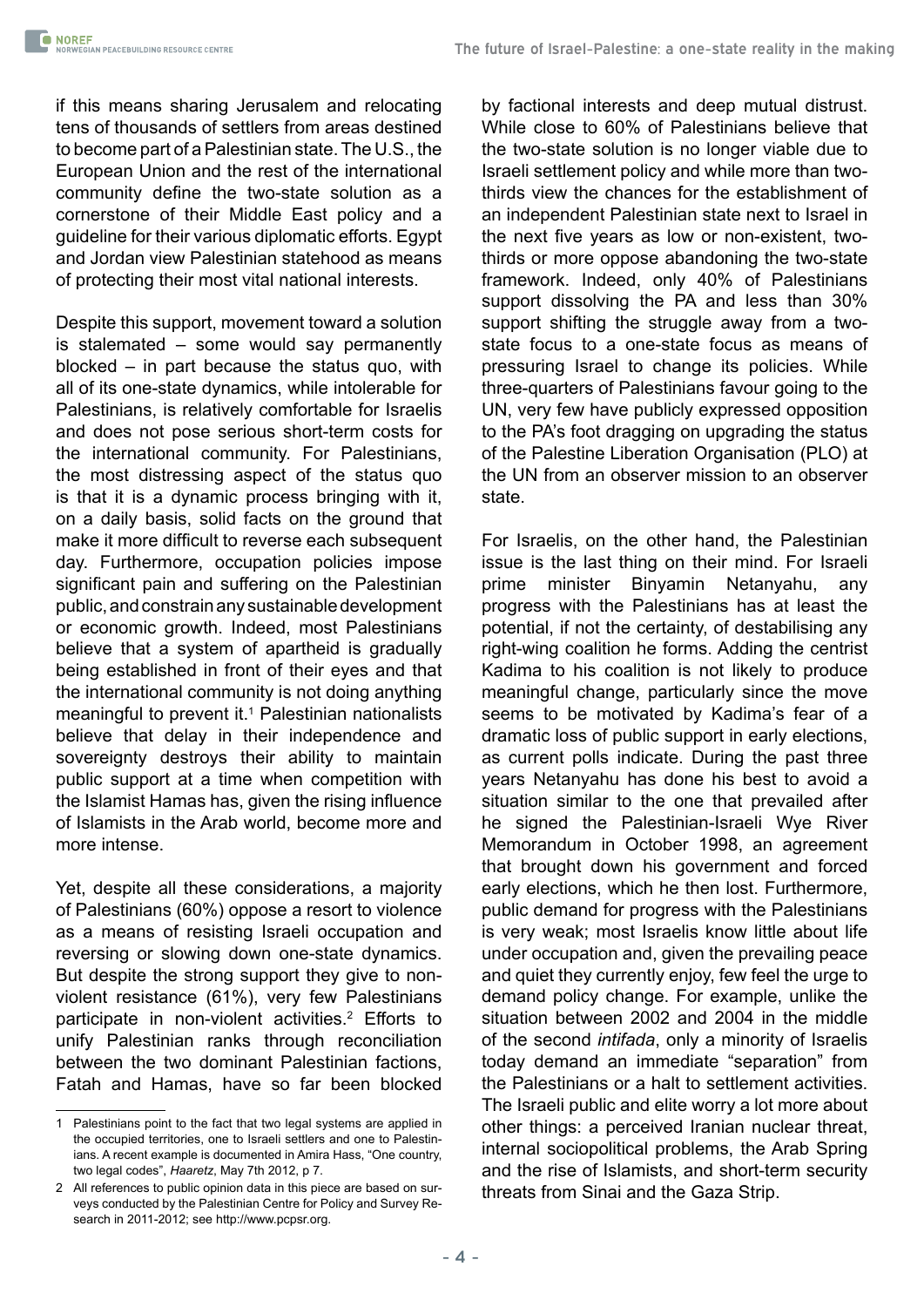if this means sharing Jerusalem and relocating tens of thousands of settlers from areas destined to become part of a Palestinian state. The U.S., the European Union and the rest of the international community define the two-state solution as a cornerstone of their Middle East policy and a guideline for their various diplomatic efforts. Egypt and Jordan view Palestinian statehood as means of protecting their most vital national interests.

Despite this support, movement toward a solution is stalemated – some would say permanently blocked – in part because the status quo, with all of its one-state dynamics, while intolerable for Palestinians, is relatively comfortable for Israelis and does not pose serious short-term costs for the international community. For Palestinians, the most distressing aspect of the status quo is that it is a dynamic process bringing with it, on a daily basis, solid facts on the ground that make it more difficult to reverse each subsequent day. Furthermore, occupation policies impose significant pain and suffering on the Palestinian public, and constrain any sustainable development or economic growth. Indeed, most Palestinians believe that a system of apartheid is gradually being established in front of their eyes and that the international community is not doing anything meaningful to prevent it.[1] Palestinian nationalists believe that delay in their independence and sovereignty destroys their ability to maintain public support at a time when competition with the Islamist Hamas has, given the rising influence of Islamists in the Arab world, become more and more intense.

Yet, despite all these considerations, a majority of Palestinians (60%) oppose a resort to violence as a means of resisting Israeli occupation and reversing or slowing down one-state dynamics. But despite the strong support they give to non-violent resistance (61%), very few Palestinians participate in non-violent activities.[2] Efforts to unify Palestinian ranks through reconciliation between the two dominant Palestinian factions, Fatah and Hamas, have so far been blocked by factional interests and deep mutual distrust. While close to 60% of Palestinians believe that the two-state solution is no longer viable due to Israeli settlement policy and while more than two-thirds view the chances for the establishment of an independent Palestinian state next to Israel in the next five years as low or non-existent, two-thirds or more oppose abandoning the two-state framework. Indeed, only 40% of Palestinians support dissolving the PA and less than 30% support shifting the struggle away from a two-state focus to a one-state focus as means of pressuring Israel to change its policies. While three-quarters of Palestinians favour going to the UN, very few have publicly expressed opposition to the PA's foot dragging on upgrading the status of the Palestine Liberation Organisation (PLO) at the UN from an observer mission to an observer state.

For Israelis, on the other hand, the Palestinian issue is the last thing on their mind. For Israeli prime minister Binyamin Netanyahu, any progress with the Palestinians has at least the potential, if not the certainty, of destabilising any right-wing coalition he forms. Adding the centrist Kadima to his coalition is not likely to produce meaningful change, particularly since the move seems to be motivated by Kadima's fear of a dramatic loss of public support in early elections, as current polls indicate. During the past three years Netanyahu has done his best to avoid a situation similar to the one that prevailed after he signed the Palestinian-Israeli Wye River Memorandum in October 1998, an agreement that brought down his government and forced early elections, which he then lost. Furthermore, public demand for progress with the Palestinians is very weak; most Israelis know little about life under occupation and, given the prevailing peace and quiet they currently enjoy, few feel the urge to demand policy change. For example, unlike the situation between 2002 and 2004 in the middle of the second *intifada*, only a minority of Israelis today demand an immediate "separation" from the Palestinians or a halt to settlement activities. The Israeli public and elite worry a lot more about other things: a perceived Iranian nuclear threat, internal sociopolitical problems, the Arab Spring and the rise of Islamists, and short-term security threats from Sinai and the Gaza Strip.

---

1 Palestinians point to the fact that two legal systems are applied in the occupied territories, one to Israeli settlers and one to Palestinians. A recent example is documented in Amira Hass, "One country, two legal codes", *Haaretz*, May 7th 2012, p 7.

2 All references to public opinion data in this piece are based on surveys conducted by the Palestinian Centre for Policy and Survey Research in 2011-2012; see http://www.pcpsr.org.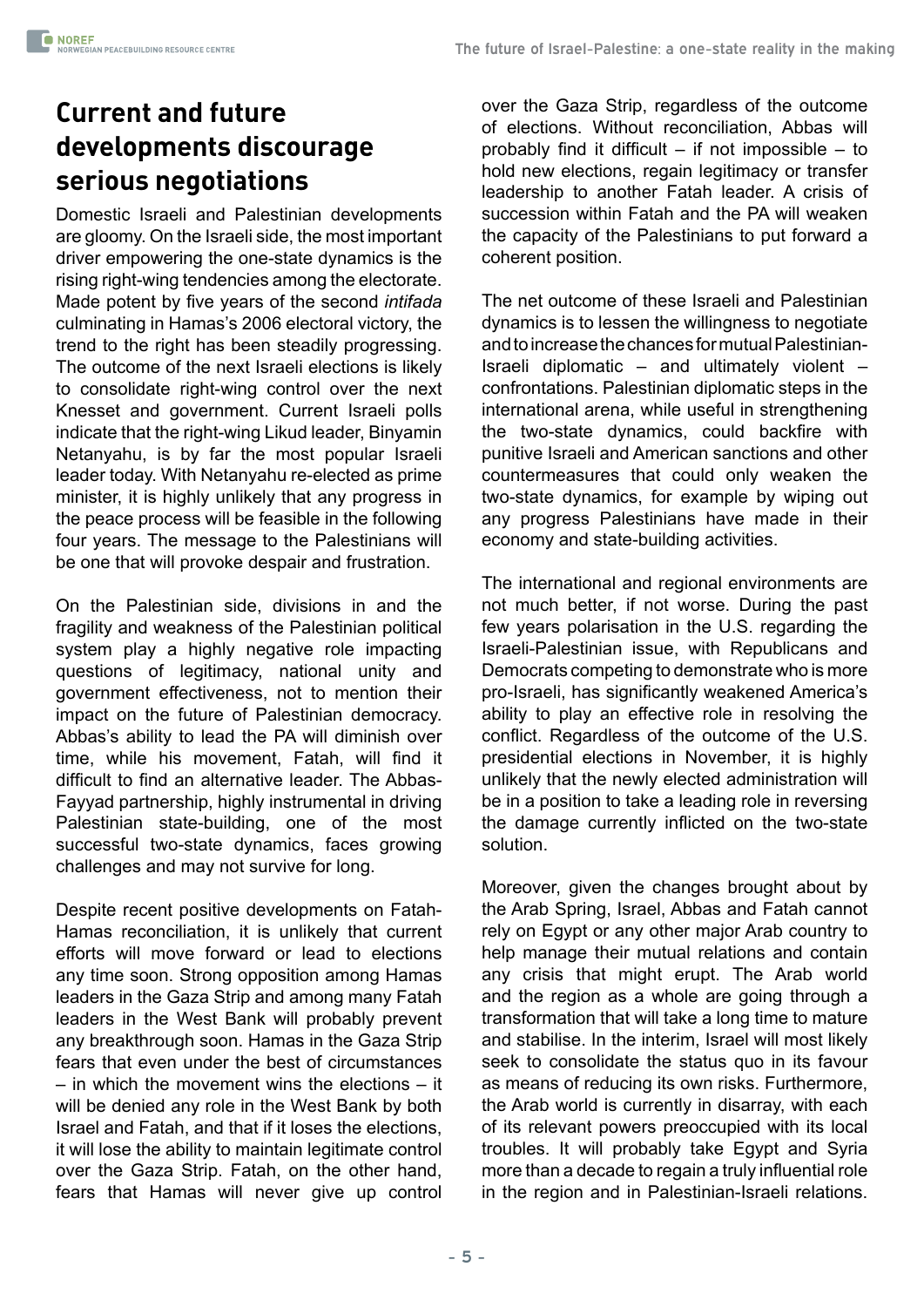## Current and future developments discourage serious negotiations

Domestic Israeli and Palestinian developments are gloomy. On the Israeli side, the most important driver empowering the one-state dynamics is the rising right-wing tendencies among the electorate. Made potent by five years of the second *intifada* culminating in Hamas's 2006 electoral victory, the trend to the right has been steadily progressing. The outcome of the next Israeli elections is likely to consolidate right-wing control over the next Knesset and government. Current Israeli polls indicate that the right-wing Likud leader, Binyamin Netanyahu, is by far the most popular Israeli leader today. With Netanyahu re-elected as prime minister, it is highly unlikely that any progress in the peace process will be feasible in the following four years. The message to the Palestinians will be one that will provoke despair and frustration.

On the Palestinian side, divisions in and the fragility and weakness of the Palestinian political system play a highly negative role impacting questions of legitimacy, national unity and government effectiveness, not to mention their impact on the future of Palestinian democracy. Abbas's ability to lead the PA will diminish over time, while his movement, Fatah, will find it difficult to find an alternative leader. The Abbas-Fayyad partnership, highly instrumental in driving Palestinian state-building, one of the most successful two-state dynamics, faces growing challenges and may not survive for long.

Despite recent positive developments on Fatah-Hamas reconciliation, it is unlikely that current efforts will move forward or lead to elections any time soon. Strong opposition among Hamas leaders in the Gaza Strip and among many Fatah leaders in the West Bank will probably prevent any breakthrough soon. Hamas in the Gaza Strip fears that even under the best of circumstances – in which the movement wins the elections – it will be denied any role in the West Bank by both Israel and Fatah, and that if it loses the elections, it will lose the ability to maintain legitimate control over the Gaza Strip. Fatah, on the other hand, fears that Hamas will never give up control over the Gaza Strip, regardless of the outcome of elections. Without reconciliation, Abbas will probably find it difficult – if not impossible – to hold new elections, regain legitimacy or transfer leadership to another Fatah leader. A crisis of succession within Fatah and the PA will weaken the capacity of the Palestinians to put forward a coherent position.

The net outcome of these Israeli and Palestinian dynamics is to lessen the willingness to negotiate and to increase the chances for mutual Palestinian-Israeli diplomatic – and ultimately violent – confrontations. Palestinian diplomatic steps in the international arena, while useful in strengthening the two-state dynamics, could backfire with punitive Israeli and American sanctions and other countermeasures that could only weaken the two-state dynamics, for example by wiping out any progress Palestinians have made in their economy and state-building activities.

The international and regional environments are not much better, if not worse. During the past few years polarisation in the U.S. regarding the Israeli-Palestinian issue, with Republicans and Democrats competing to demonstrate who is more pro-Israeli, has significantly weakened America's ability to play an effective role in resolving the conflict. Regardless of the outcome of the U.S. presidential elections in November, it is highly unlikely that the newly elected administration will be in a position to take a leading role in reversing the damage currently inflicted on the two-state solution.

Moreover, given the changes brought about by the Arab Spring, Israel, Abbas and Fatah cannot rely on Egypt or any other major Arab country to help manage their mutual relations and contain any crisis that might erupt. The Arab world and the region as a whole are going through a transformation that will take a long time to mature and stabilise. In the interim, Israel will most likely seek to consolidate the status quo in its favour as means of reducing its own risks. Furthermore, the Arab world is currently in disarray, with each of its relevant powers preoccupied with its local troubles. It will probably take Egypt and Syria more than a decade to regain a truly influential role in the region and in Palestinian-Israeli relations.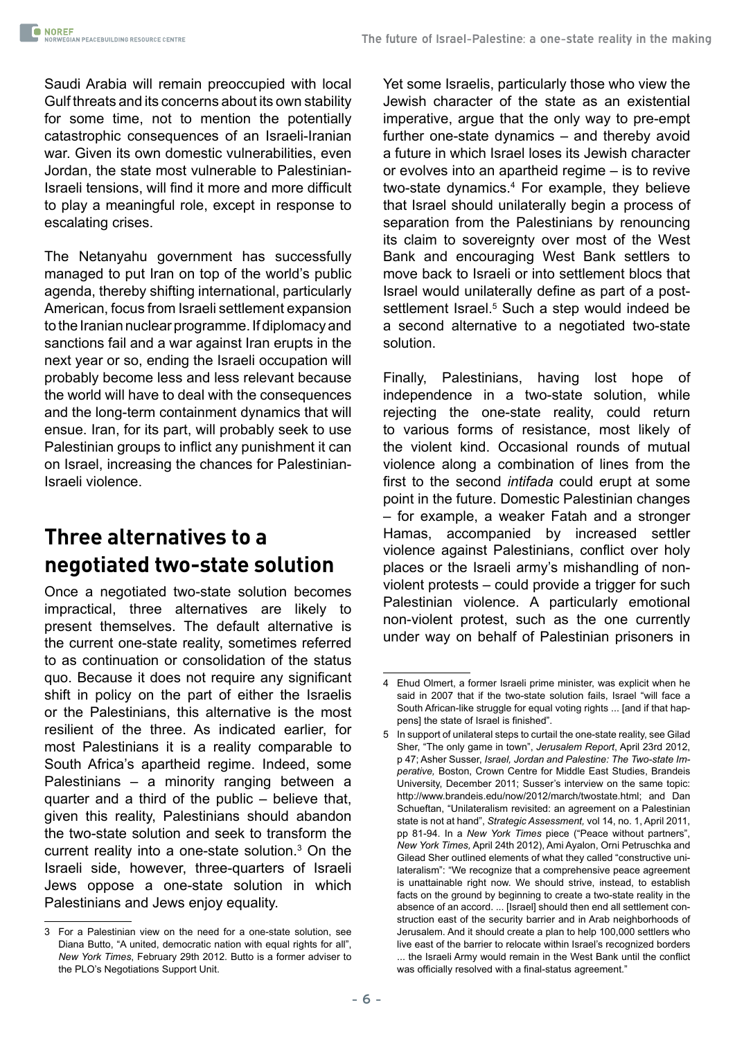Saudi Arabia will remain preoccupied with local Gulf threats and its concerns about its own stability for some time, not to mention the potentially catastrophic consequences of an Israeli-Iranian war. Given its own domestic vulnerabilities, even Jordan, the state most vulnerable to Palestinian-Israeli tensions, will find it more and more difficult to play a meaningful role, except in response to escalating crises.

The Netanyahu government has successfully managed to put Iran on top of the world's public agenda, thereby shifting international, particularly American, focus from Israeli settlement expansion to the Iranian nuclear programme. If diplomacy and sanctions fail and a war against Iran erupts in the next year or so, ending the Israeli occupation will probably become less and less relevant because the world will have to deal with the consequences and the long-term containment dynamics that will ensue. Iran, for its part, will probably seek to use Palestinian groups to inflict any punishment it can on Israel, increasing the chances for Palestinian-Israeli violence.

## Three alternatives to a negotiated two-state solution

Once a negotiated two-state solution becomes impractical, three alternatives are likely to present themselves. The default alternative is the current one-state reality, sometimes referred to as continuation or consolidation of the status quo. Because it does not require any significant shift in policy on the part of either the Israelis or the Palestinians, this alternative is the most resilient of the three. As indicated earlier, for most Palestinians it is a reality comparable to South Africa's apartheid regime. Indeed, some Palestinians – a minority ranging between a quarter and a third of the public – believe that, given this reality, Palestinians should abandon the two-state solution and seek to transform the current reality into a one-state solution.[3] On the Israeli side, however, three-quarters of Israeli Jews oppose a one-state solution in which Palestinians and Jews enjoy equality.

Yet some Israelis, particularly those who view the Jewish character of the state as an existential imperative, argue that the only way to pre-empt further one-state dynamics – and thereby avoid a future in which Israel loses its Jewish character or evolves into an apartheid regime – is to revive two-state dynamics.[4] For example, they believe that Israel should unilaterally begin a process of separation from the Palestinians by renouncing its claim to sovereignty over most of the West Bank and encouraging West Bank settlers to move back to Israeli or into settlement blocs that Israel would unilaterally define as part of a post-settlement Israel.[5] Such a step would indeed be a second alternative to a negotiated two-state solution.

Finally, Palestinians, having lost hope of independence in a two-state solution, while rejecting the one-state reality, could return to various forms of resistance, most likely of the violent kind. Occasional rounds of mutual violence along a combination of lines from the first to the second *intifada* could erupt at some point in the future. Domestic Palestinian changes – for example, a weaker Fatah and a stronger Hamas, accompanied by increased settler violence against Palestinians, conflict over holy places or the Israeli army's mishandling of non-violent protests – could provide a trigger for such Palestinian violence. A particularly emotional non-violent protest, such as the one currently under way on behalf of Palestinian prisoners in

---

3 For a Palestinian view on the need for a one-state solution, see Diana Butto, "A united, democratic nation with equal rights for all", *New York Times*, February 29th 2012. Butto is a former adviser to the PLO's Negotiations Support Unit.

4 Ehud Olmert, a former Israeli prime minister, was explicit when he said in 2007 that if the two-state solution fails, Israel "will face a South African-like struggle for equal voting rights ... [and if that happens] the state of Israel is finished".

5 In support of unilateral steps to curtail the one-state reality, see Gilad Sher, "The only game in town", *Jerusalem Report*, April 23rd 2012, p 47; Asher Susser, *Israel, Jordan and Palestine: The Two-state Imperative,* Boston, Crown Centre for Middle East Studies, Brandeis University, December 2011; Susser's interview on the same topic: http://www.brandeis.edu/now/2012/march/twostate.html; and Dan Schueftan, "Unilateralism revisited: an agreement on a Palestinian state is not at hand", *Strategic Assessment,* vol 14, no. 1, April 2011, pp 81-94. In a *New York Times* piece ("Peace without partners", *New York Times,* April 24th 2012), Ami Ayalon, Orni Petruschka and Gilead Sher outlined elements of what they called "constructive unilateralism": "We recognize that a comprehensive peace agreement is unattainable right now. We should strive, instead, to establish facts on the ground by beginning to create a two-state reality in the absence of an accord. ... [Israel] should then end all settlement construction east of the security barrier and in Arab neighborhoods of Jerusalem. And it should create a plan to help 100,000 settlers who live east of the barrier to relocate within Israel's recognized borders ... the Israeli Army would remain in the West Bank until the conflict was officially resolved with a final-status agreement."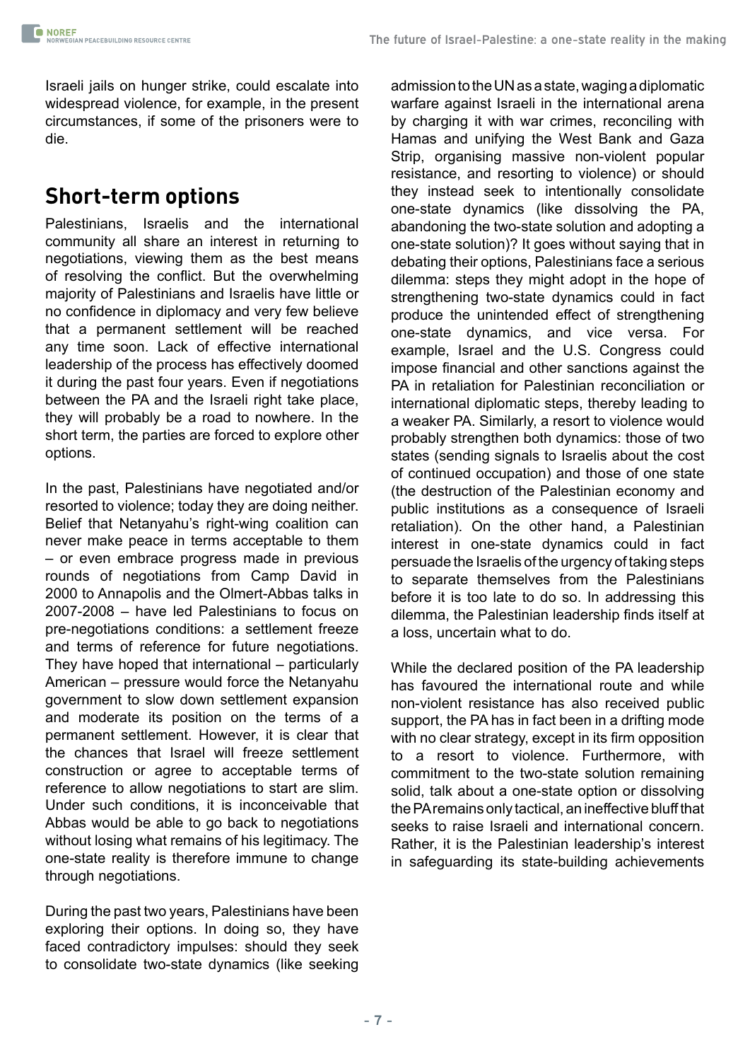Israeli jails on hunger strike, could escalate into widespread violence, for example, in the present circumstances, if some of the prisoners were to die.

## Short-term options

Palestinians, Israelis and the international community all share an interest in returning to negotiations, viewing them as the best means of resolving the conflict. But the overwhelming majority of Palestinians and Israelis have little or no confidence in diplomacy and very few believe that a permanent settlement will be reached any time soon. Lack of effective international leadership of the process has effectively doomed it during the past four years. Even if negotiations between the PA and the Israeli right take place, they will probably be a road to nowhere. In the short term, the parties are forced to explore other options.

In the past, Palestinians have negotiated and/or resorted to violence; today they are doing neither. Belief that Netanyahu's right-wing coalition can never make peace in terms acceptable to them – or even embrace progress made in previous rounds of negotiations from Camp David in 2000 to Annapolis and the Olmert-Abbas talks in 2007-2008 – have led Palestinians to focus on pre-negotiations conditions: a settlement freeze and terms of reference for future negotiations. They have hoped that international – particularly American – pressure would force the Netanyahu government to slow down settlement expansion and moderate its position on the terms of a permanent settlement. However, it is clear that the chances that Israel will freeze settlement construction or agree to acceptable terms of reference to allow negotiations to start are slim. Under such conditions, it is inconceivable that Abbas would be able to go back to negotiations without losing what remains of his legitimacy. The one-state reality is therefore immune to change through negotiations.

During the past two years, Palestinians have been exploring their options. In doing so, they have faced contradictory impulses: should they seek to consolidate two-state dynamics (like seeking admission to the UN as a state, waging a diplomatic warfare against Israeli in the international arena by charging it with war crimes, reconciling with Hamas and unifying the West Bank and Gaza Strip, organising massive non-violent popular resistance, and resorting to violence) or should they instead seek to intentionally consolidate one-state dynamics (like dissolving the PA, abandoning the two-state solution and adopting a one-state solution)? It goes without saying that in debating their options, Palestinians face a serious dilemma: steps they might adopt in the hope of strengthening two-state dynamics could in fact produce the unintended effect of strengthening one-state dynamics, and vice versa. For example, Israel and the U.S. Congress could impose financial and other sanctions against the PA in retaliation for Palestinian reconciliation or international diplomatic steps, thereby leading to a weaker PA. Similarly, a resort to violence would probably strengthen both dynamics: those of two states (sending signals to Israelis about the cost of continued occupation) and those of one state (the destruction of the Palestinian economy and public institutions as a consequence of Israeli retaliation). On the other hand, a Palestinian interest in one-state dynamics could in fact persuade the Israelis of the urgency of taking steps to separate themselves from the Palestinians before it is too late to do so. In addressing this dilemma, the Palestinian leadership finds itself at a loss, uncertain what to do.

While the declared position of the PA leadership has favoured the international route and while non-violent resistance has also received public support, the PA has in fact been in a drifting mode with no clear strategy, except in its firm opposition to a resort to violence. Furthermore, with commitment to the two-state solution remaining solid, talk about a one-state option or dissolving the PA remains only tactical, an ineffective bluff that seeks to raise Israeli and international concern. Rather, it is the Palestinian leadership's interest in safeguarding its state-building achievements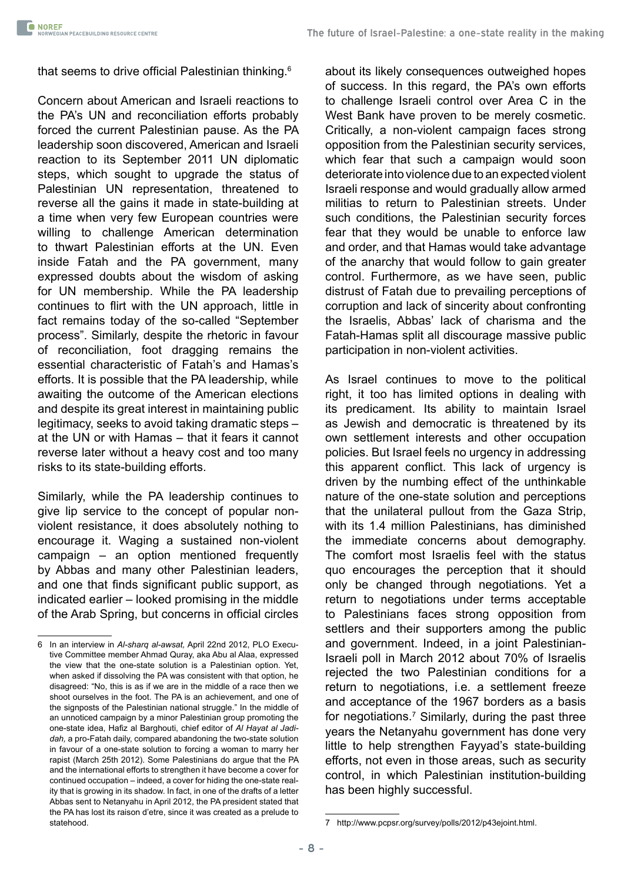that seems to drive official Palestinian thinking.[6]

Concern about American and Israeli reactions to the PA's UN and reconciliation efforts probably forced the current Palestinian pause. As the PA leadership soon discovered, American and Israeli reaction to its September 2011 UN diplomatic steps, which sought to upgrade the status of Palestinian UN representation, threatened to reverse all the gains it made in state-building at a time when very few European countries were willing to challenge American determination to thwart Palestinian efforts at the UN. Even inside Fatah and the PA government, many expressed doubts about the wisdom of asking for UN membership. While the PA leadership continues to flirt with the UN approach, little in fact remains today of the so-called "September process". Similarly, despite the rhetoric in favour of reconciliation, foot dragging remains the essential characteristic of Fatah's and Hamas's efforts. It is possible that the PA leadership, while awaiting the outcome of the American elections and despite its great interest in maintaining public legitimacy, seeks to avoid taking dramatic steps – at the UN or with Hamas – that it fears it cannot reverse later without a heavy cost and too many risks to its state-building efforts.

Similarly, while the PA leadership continues to give lip service to the concept of popular non-violent resistance, it does absolutely nothing to encourage it. Waging a sustained non-violent campaign – an option mentioned frequently by Abbas and many other Palestinian leaders, and one that finds significant public support, as indicated earlier – looked promising in the middle of the Arab Spring, but concerns in official circles about its likely consequences outweighed hopes of success. In this regard, the PA's own efforts to challenge Israeli control over Area C in the West Bank have proven to be merely cosmetic. Critically, a non-violent campaign faces strong opposition from the Palestinian security services, which fear that such a campaign would soon deteriorate into violence due to an expected violent Israeli response and would gradually allow armed militias to return to Palestinian streets. Under such conditions, the Palestinian security forces fear that they would be unable to enforce law and order, and that Hamas would take advantage of the anarchy that would follow to gain greater control. Furthermore, as we have seen, public distrust of Fatah due to prevailing perceptions of corruption and lack of sincerity about confronting the Israelis, Abbas' lack of charisma and the Fatah-Hamas split all discourage massive public participation in non-violent activities.

As Israel continues to move to the political right, it too has limited options in dealing with its predicament. Its ability to maintain Israel as Jewish and democratic is threatened by its own settlement interests and other occupation policies. But Israel feels no urgency in addressing this apparent conflict. This lack of urgency is driven by the numbing effect of the unthinkable nature of the one-state solution and perceptions that the unilateral pullout from the Gaza Strip, with its 1.4 million Palestinians, has diminished the immediate concerns about demography. The comfort most Israelis feel with the status quo encourages the perception that it should only be changed through negotiations. Yet a return to negotiations under terms acceptable to Palestinians faces strong opposition from settlers and their supporters among the public and government. Indeed, in a joint Palestinian-Israeli poll in March 2012 about 70% of Israelis rejected the two Palestinian conditions for a return to negotiations, i.e. a settlement freeze and acceptance of the 1967 borders as a basis for negotiations.[7] Similarly, during the past three years the Netanyahu government has done very little to help strengthen Fayyad's state-building efforts, not even in those areas, such as security control, in which Palestinian institution-building has been highly successful.

---

6 In an interview in *Al-sharq al-awsat,* April 22nd 2012, PLO Executive Committee member Ahmad Quray, aka Abu al Alaa, expressed the view that the one-state solution is a Palestinian option. Yet, when asked if dissolving the PA was consistent with that option, he disagreed: "No, this is as if we are in the middle of a race then we shoot ourselves in the foot. The PA is an achievement, and one of the signposts of the Palestinian national struggle." In the middle of an unnoticed campaign by a minor Palestinian group promoting the one-state idea, Hafiz al Barghouti, chief editor of *Al Hayat al Jadidah,* a pro-Fatah daily, compared abandoning the two-state solution in favour of a one-state solution to forcing a woman to marry her rapist (March 25th 2012). Some Palestinians do argue that the PA and the international efforts to strengthen it have become a cover for continued occupation – indeed, a cover for hiding the one-state reality that is growing in its shadow. In fact, in one of the drafts of a letter Abbas sent to Netanyahu in April 2012, the PA president stated that the PA has lost its raison d'etre, since it was created as a prelude to statehood.

7 http://www.pcpsr.org/survey/polls/2012/p43ejoint.html.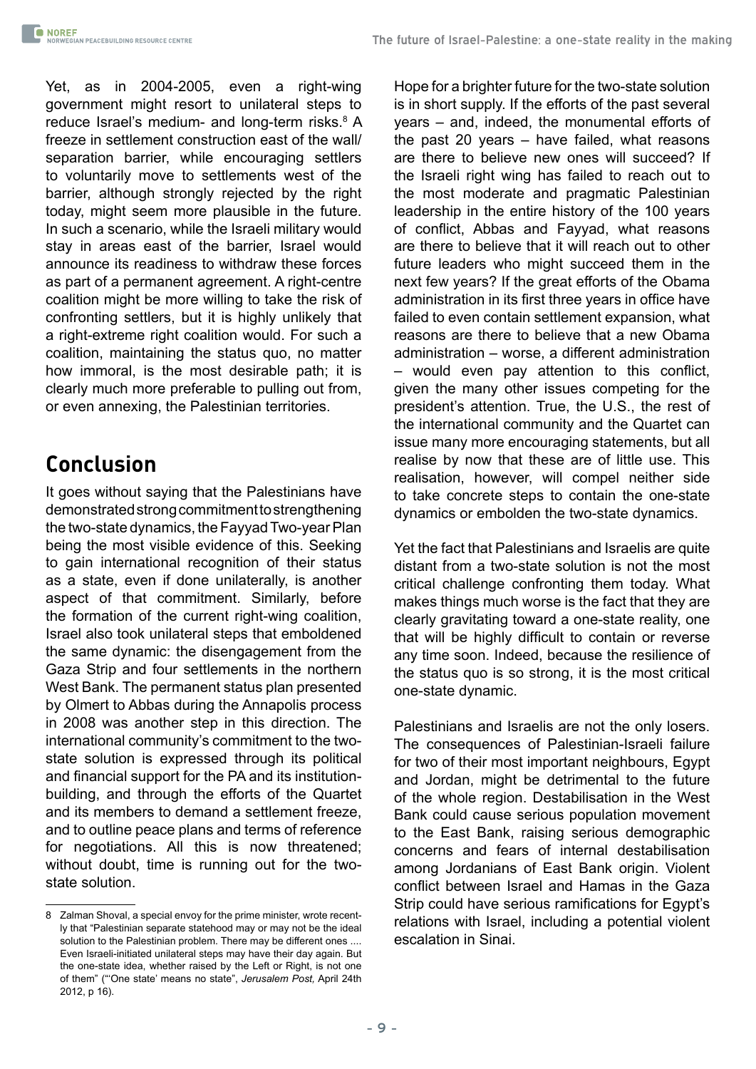Yet, as in 2004-2005, even a right-wing government might resort to unilateral steps to reduce Israel's medium- and long-term risks.[8] A freeze in settlement construction east of the wall/separation barrier, while encouraging settlers to voluntarily move to settlements west of the barrier, although strongly rejected by the right today, might seem more plausible in the future. In such a scenario, while the Israeli military would stay in areas east of the barrier, Israel would announce its readiness to withdraw these forces as part of a permanent agreement. A right-centre coalition might be more willing to take the risk of confronting settlers, but it is highly unlikely that a right-extreme right coalition would. For such a coalition, maintaining the status quo, no matter how immoral, is the most desirable path; it is clearly much more preferable to pulling out from, or even annexing, the Palestinian territories.

## Conclusion

It goes without saying that the Palestinians have demonstrated strong commitment to strengthening the two-state dynamics, the Fayyad Two-year Plan being the most visible evidence of this. Seeking to gain international recognition of their status as a state, even if done unilaterally, is another aspect of that commitment. Similarly, before the formation of the current right-wing coalition, Israel also took unilateral steps that emboldened the same dynamic: the disengagement from the Gaza Strip and four settlements in the northern West Bank. The permanent status plan presented by Olmert to Abbas during the Annapolis process in 2008 was another step in this direction. The international community's commitment to the two-state solution is expressed through its political and financial support for the PA and its institution-building, and through the efforts of the Quartet and its members to demand a settlement freeze, and to outline peace plans and terms of reference for negotiations. All this is now threatened; without doubt, time is running out for the two-state solution.

Hope for a brighter future for the two-state solution is in short supply. If the efforts of the past several years – and, indeed, the monumental efforts of the past 20 years – have failed, what reasons are there to believe new ones will succeed? If the Israeli right wing has failed to reach out to the most moderate and pragmatic Palestinian leadership in the entire history of the 100 years of conflict, Abbas and Fayyad, what reasons are there to believe that it will reach out to other future leaders who might succeed them in the next few years? If the great efforts of the Obama administration in its first three years in office have failed to even contain settlement expansion, what reasons are there to believe that a new Obama administration – worse, a different administration – would even pay attention to this conflict, given the many other issues competing for the president's attention. True, the U.S., the rest of the international community and the Quartet can issue many more encouraging statements, but all realise by now that these are of little use. This realisation, however, will compel neither side to take concrete steps to contain the one-state dynamics or embolden the two-state dynamics.

Yet the fact that Palestinians and Israelis are quite distant from a two-state solution is not the most critical challenge confronting them today. What makes things much worse is the fact that they are clearly gravitating toward a one-state reality, one that will be highly difficult to contain or reverse any time soon. Indeed, because the resilience of the status quo is so strong, it is the most critical one-state dynamic.

Palestinians and Israelis are not the only losers. The consequences of Palestinian-Israeli failure for two of their most important neighbours, Egypt and Jordan, might be detrimental to the future of the whole region. Destabilisation in the West Bank could cause serious population movement to the East Bank, raising serious demographic concerns and fears of internal destabilisation among Jordanians of East Bank origin. Violent conflict between Israel and Hamas in the Gaza Strip could have serious ramifications for Egypt's relations with Israel, including a potential violent escalation in Sinai.

---

8 Zalman Shoval, a special envoy for the prime minister, wrote recently that "Palestinian separate statehood may or may not be the ideal solution to the Palestinian problem. There may be different ones .... Even Israeli-initiated unilateral steps may have their day again. But the one-state idea, whether raised by the Left or Right, is not one of them" ("'One state' means no state", *Jerusalem Post,* April 24th 2012, p 16).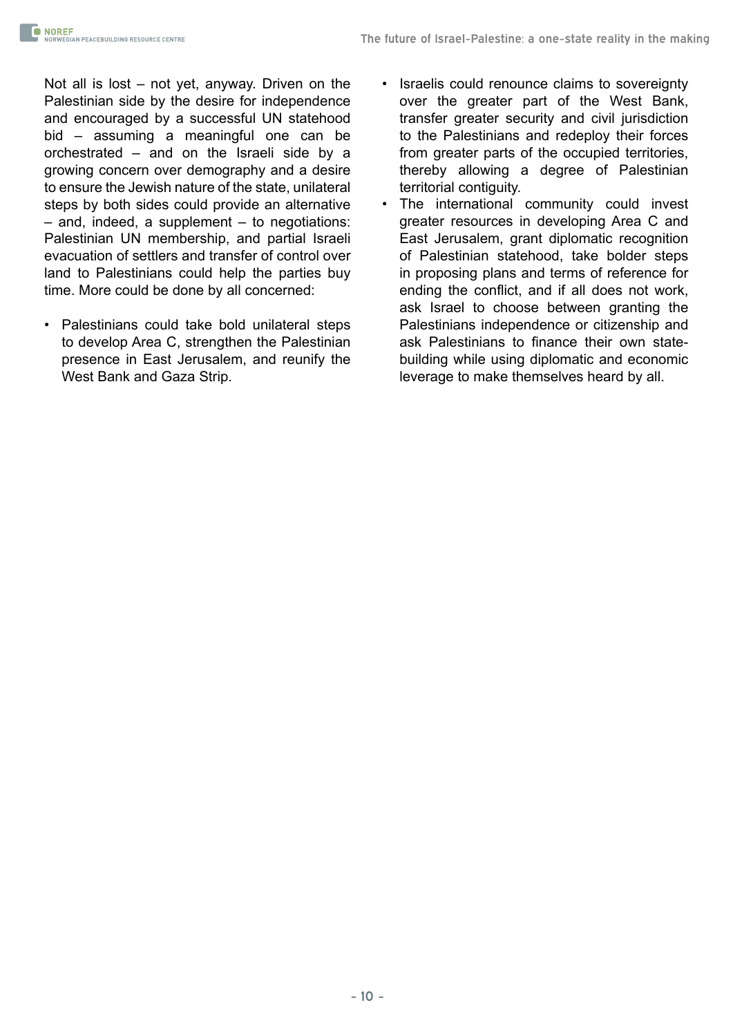Not all is lost – not yet, anyway. Driven on the Palestinian side by the desire for independence and encouraged by a successful UN statehood bid – assuming a meaningful one can be orchestrated – and on the Israeli side by a growing concern over demography and a desire to ensure the Jewish nature of the state, unilateral steps by both sides could provide an alternative – and, indeed, a supplement – to negotiations: Palestinian UN membership, and partial Israeli evacuation of settlers and transfer of control over land to Palestinians could help the parties buy time. More could be done by all concerned:

- Palestinians could take bold unilateral steps to develop Area C, strengthen the Palestinian presence in East Jerusalem, and reunify the West Bank and Gaza Strip.
- Israelis could renounce claims to sovereignty over the greater part of the West Bank, transfer greater security and civil jurisdiction to the Palestinians and redeploy their forces from greater parts of the occupied territories, thereby allowing a degree of Palestinian territorial contiguity.
- The international community could invest greater resources in developing Area C and East Jerusalem, grant diplomatic recognition of Palestinian statehood, take bolder steps in proposing plans and terms of reference for ending the conflict, and if all does not work, ask Israel to choose between granting the Palestinians independence or citizenship and ask Palestinians to finance their own state-building while using diplomatic and economic leverage to make themselves heard by all.